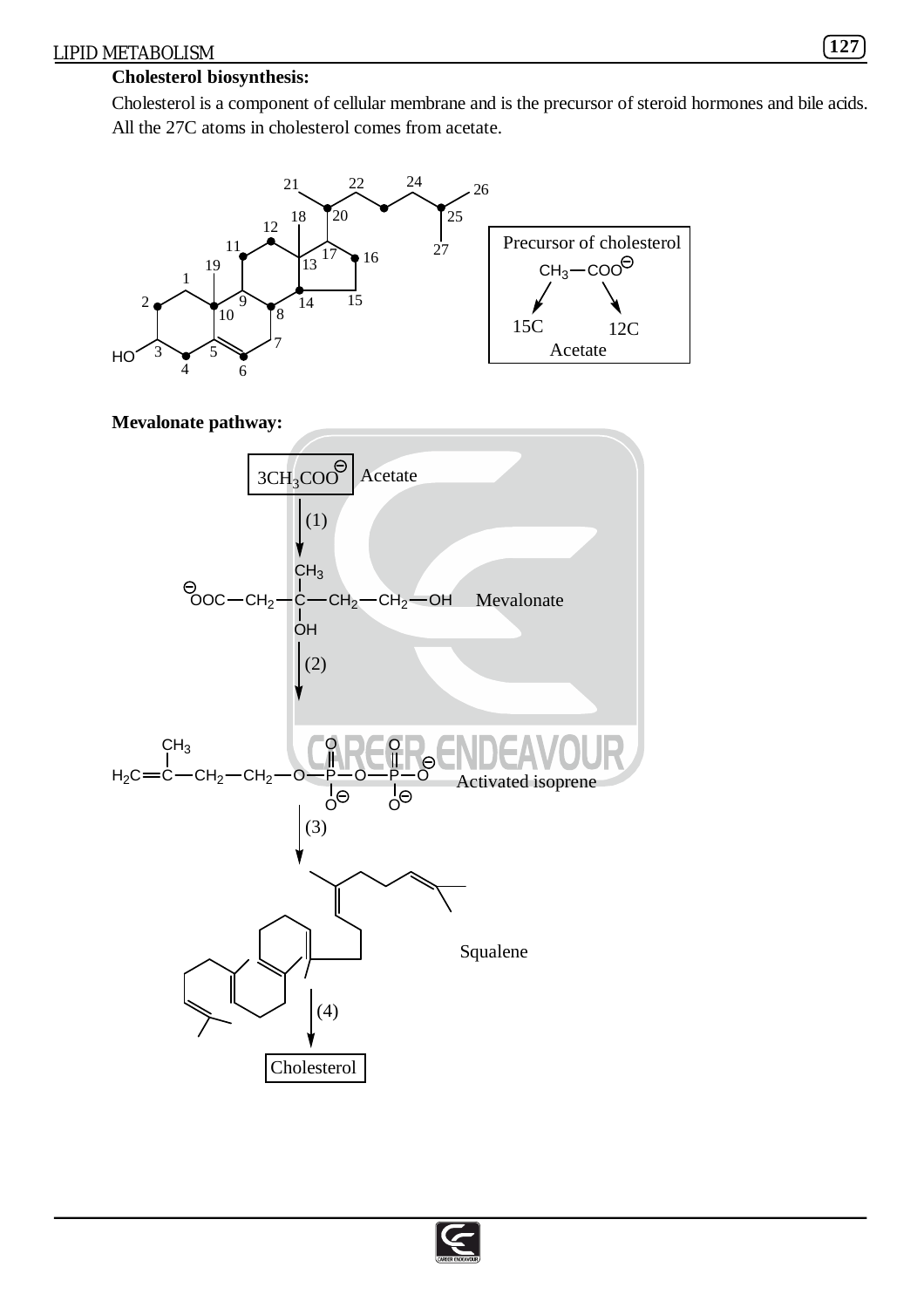**Cholesterol biosynthesis:**

Cholesterol is a component of cellular membrane and is the precursor of steroid hormones and bile acids. All the 27C atoms in cholesterol comes from acetate.

Precursor of cholesterol

$CH_3-COO^{\ominus}$

15C    12C

Acetate

**Mevalonate pathway:**

$3CH_3COO^{\ominus}$ Acetate

(1)

$^{\ominus}OOC-CH_2-C(CH_3)(OH)-CH_2-CH_2-OH$ Mevalonate

(2)

$H_2C=C(CH_3)-CH_2-CH_2-O-P(=O)(O^{\ominus})-O-P(=O)(O^{\ominus})-O^{\ominus}$ Activated isoprene

(3)

Squalene

(4)

Cholesterol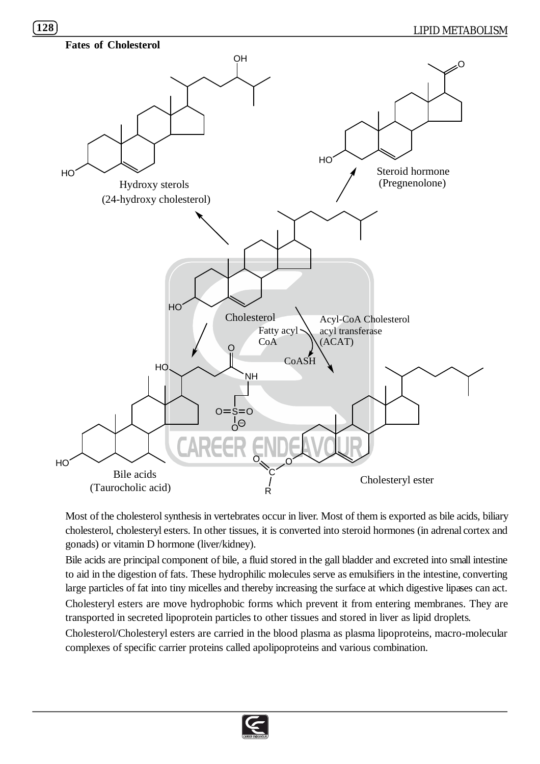**Fates of Cholesterol**

Hydroxy sterols
(24-hydroxy cholesterol)

Steroid hormone
(Pregnenolone)

Cholesterol

Fatty acyl CoA

CoASH

Acyl-CoA Cholesterol acyl transferase (ACAT)

Bile acids
(Taurocholic acid)

Cholesteryl ester

Most of the cholesterol synthesis in vertebrates occur in liver. Most of them is exported as bile acids, biliary cholesterol, cholesteryl esters. In other tissues, it is converted into steroid hormones (in adrenal cortex and gonads) or vitamin D hormone (liver/kidney).

Bile acids are principal component of bile, a fluid stored in the gall bladder and excreted into small intestine to aid in the digestion of fats. These hydrophilic molecules serve as emulsifiers in the intestine, converting large particles of fat into tiny micelles and thereby increasing the surface at which digestive lipases can act.

Cholesteryl esters are move hydrophobic forms which prevent it from entering membranes. They are transported in secreted lipoprotein particles to other tissues and stored in liver as lipid droplets.

Cholesterol/Cholesteryl esters are carried in the blood plasma as plasma lipoproteins, macro-molecular complexes of specific carrier proteins called apolipoproteins and various combination.